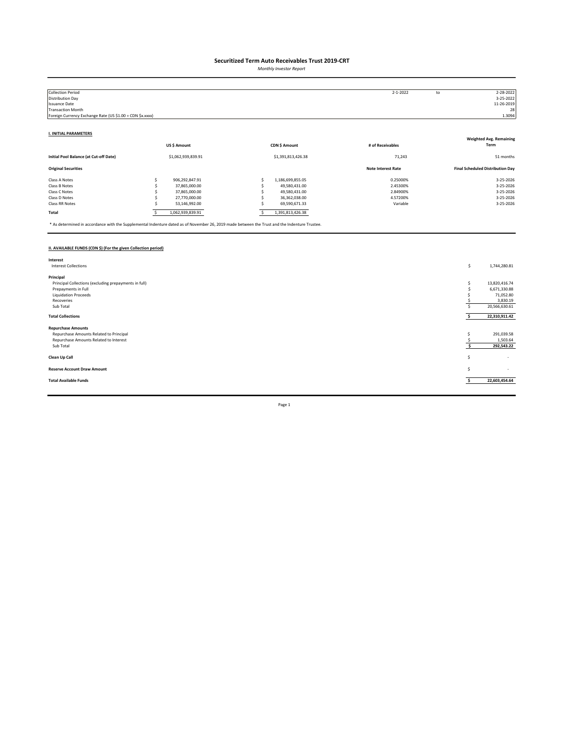# Securitized Term Auto Receivables Trust 2019-CRT

*Monthly Investor Report*

| | | | |
|---|---|---|---|
| Collection Period | 2-1-2022 | to | 2-28-2022 |
| Distribution Day | | | 3-25-2022 |
| Issuance Date | | | 11-26-2019 |
| Transaction Month | | | 28 |
| Foreign Currency Exchange Rate (US $1.00 = CDN $x.xxxx) | | | 1.3094 |

## I. INITIAL PARAMETERS

| | US $ Amount | CDN $ Amount | # of Receivables | Weighted Avg. Remaining Term |
|---|---|---|---|---|
| **Initial Pool Balance (at Cut-off Date)** | $1,062,939,839.91 | $1,391,813,426.38 | 71,243 | 51 months |
| **Original Securities** | | | **Note Interest Rate** | **Final Scheduled Distribution Day** |
| Class A Notes | $ 906,292,847.91 | $ 1,186,699,855.05 | 0.25000% | 3-25-2026 |
| Class B Notes | $ 37,865,000.00 | $ 49,580,431.00 | 2.45300% | 3-25-2026 |
| Class C Notes | $ 37,865,000.00 | $ 49,580,431.00 | 2.84900% | 3-25-2026 |
| Class D Notes | $ 27,770,000.00 | $ 36,362,038.00 | 4.57200% | 3-25-2026 |
| Class RR Notes | $ 53,146,992.00 | $ 69,590,671.33 | Variable | 3-25-2026 |
| **Total** | $ 1,062,939,839.91 | $ 1,391,813,426.38 | | |

* As determined in accordance with the Supplemental Indenture dated as of November 26, 2019 made between the Trust and the Indenture Trustee.

## II. AVAILABLE FUNDS (CDN $) (For the given Collection period)

| | |
|---|---|
| **Interest** | |
| Interest Collections | $ 1,744,280.81 |
| **Principal** | |
| Principal Collections (excluding prepayments in full) | $ 13,820,416.74 |
| Prepayments in Full | $ 6,671,330.88 |
| Liquidation Proceeds | $ 71,052.80 |
| Recoveries | $ 3,830.19 |
| Sub Total | $ 20,566,630.61 |
| **Total Collections** | **$ 22,310,911.42** |
| **Repurchase Amounts** | |
| Repurchase Amounts Related to Principal | $ 291,039.58 |
| Repurchase Amounts Related to Interest | $ 1,503.64 |
| Sub Total | **$ 292,543.22** |
| **Clean Up Call** | $ - |
| **Reserve Account Draw Amount** | $ - |
| **Total Available Funds** | **$ 22,603,454.64** |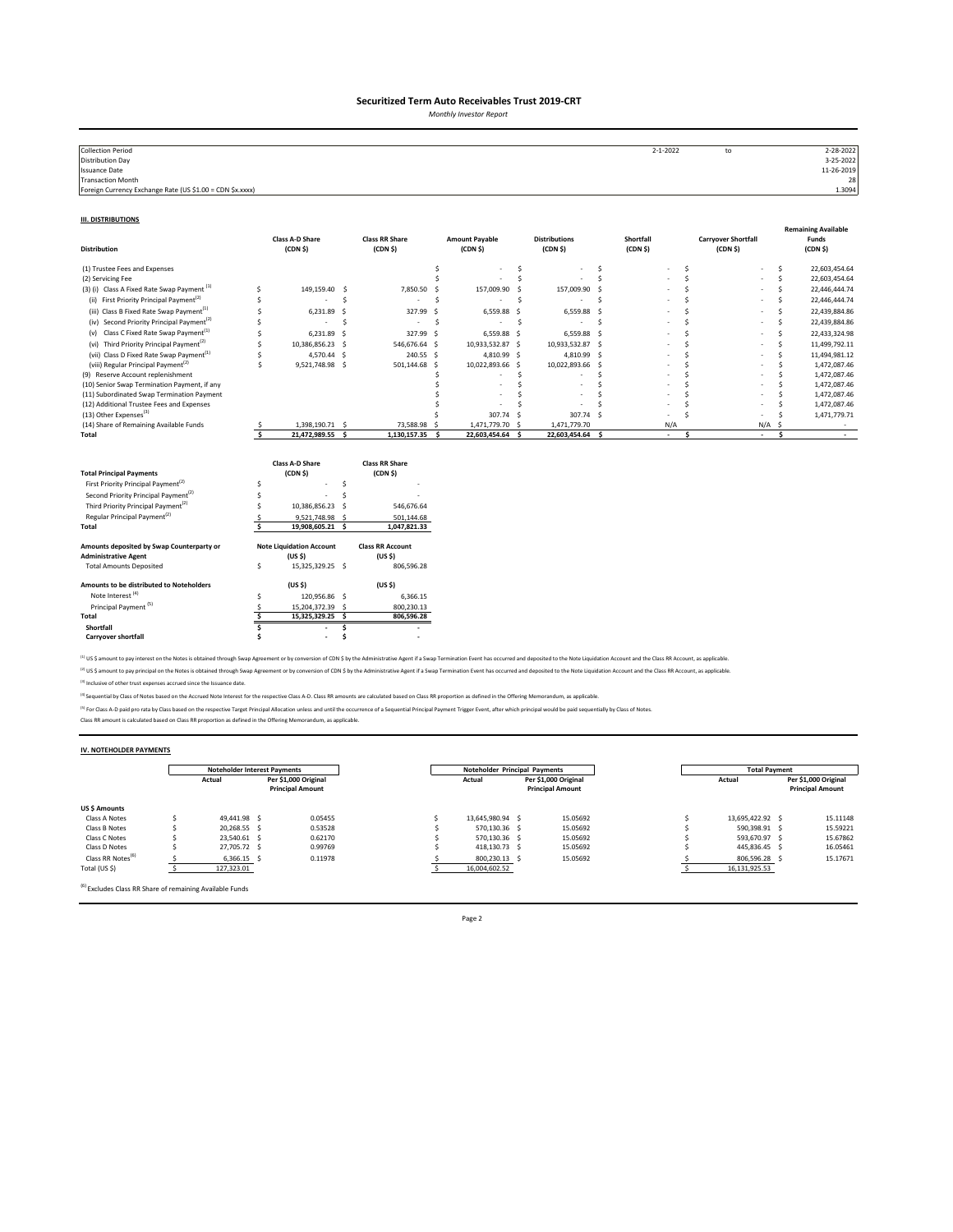# Securitized Term Auto Receivables Trust 2019-CRT

*Monthly Investor Report*

| | | | |
|---|---|---|---|
| Collection Period | 2-1-2022 | to | 2-28-2022 |
| Distribution Day | | | 3-25-2022 |
| Issuance Date | | | 11-26-2019 |
| Transaction Month | | | 28 |
| Foreign Currency Exchange Rate (US $1.00 = CDN $x.xxxx) | | | 1.3094 |

## III. DISTRIBUTIONS

| Distribution | Class A-D Share (CDN $) | Class RR Share (CDN $) | Amount Payable (CDN $) | Distributions (CDN $) | Shortfall (CDN $) | Carryover Shortfall (CDN $) | Remaining Available Funds (CDN $) |
|---|---|---|---|---|---|---|---|
| (1) Trustee Fees and Expenses | | | $ - | $ - | $ - | $ - | $ 22,603,454.64 |
| (2) Servicing Fee | | | $ - | $ - | $ - | $ - | $ 22,603,454.64 |
| (3) (i) Class A Fixed Rate Swap Payment [1] | $ 149,159.40 | $ 7,850.50 | $ 157,009.90 | $ 157,009.90 | $ - | $ - | $ 22,446,444.74 |
| (ii) First Priority Principal Payment[2] | $ - | $ - | $ - | $ - | $ - | $ - | $ 22,446,444.74 |
| (iii) Class B Fixed Rate Swap Payment[1] | $ 6,231.89 | $ 327.99 | $ 6,559.88 | $ 6,559.88 | $ - | $ - | $ 22,439,884.86 |
| (iv) Second Priority Principal Payment[2] | $ - | $ - | $ - | $ - | $ - | $ - | $ 22,439,884.86 |
| (v) Class C Fixed Rate Swap Payment[1] | $ 6,231.89 | $ 327.99 | $ 6,559.88 | $ 6,559.88 | $ - | $ - | $ 22,433,324.98 |
| (vi) Third Priority Principal Payment[2] | $ 10,386,856.23 | $ 546,676.64 | $ 10,933,532.87 | $ 10,933,532.87 | $ - | $ - | $ 11,499,792.11 |
| (vii) Class D Fixed Rate Swap Payment[1] | $ 4,570.44 | $ 240.55 | $ 4,810.99 | $ 4,810.99 | $ - | $ - | $ 11,494,981.12 |
| (viii) Regular Principal Payment[2] | $ 9,521,748.98 | $ 501,144.68 | $ 10,022,893.66 | $ 10,022,893.66 | $ - | $ - | $ 1,472,087.46 |
| (9) Reserve Account replenishment | | | $ - | $ - | $ - | $ - | $ 1,472,087.46 |
| (10) Senior Swap Termination Payment, if any | | | $ - | $ - | $ - | $ - | $ 1,472,087.46 |
| (11) Subordinated Swap Termination Payment | | | $ - | $ - | $ - | $ - | $ 1,472,087.46 |
| (12) Additional Trustee Fees and Expenses | | | $ - | $ - | $ - | $ - | $ 1,472,087.46 |
| (13) Other Expenses[3] | | | $ 307.74 | $ 307.74 | $ - | $ - | $ 1,471,779.71 |
| (14) Share of Remaining Available Funds | $ 1,398,190.71 | $ 73,588.98 | $ 1,471,779.70 | $ 1,471,779.70 | N/A | N/A | $ - |
| **Total** | **$ 21,472,989.55** | **$ 1,130,157.35** | **$ 22,603,454.64** | **$ 22,603,454.64** | **$ -** | **$ -** | **$ -** |

| Total Principal Payments | Class A-D Share (CDN $) | Class RR Share (CDN $) |
|---|---|---|
| First Priority Principal Payment[2] | $ - | $ - |
| Second Priority Principal Payment[2] | $ - | $ - |
| Third Priority Principal Payment[2] | $ 10,386,856.23 | $ 546,676.64 |
| Regular Principal Payment[2] | $ 9,521,748.98 | $ 501,144.68 |
| **Total** | **$ 19,908,605.21** | **$ 1,047,821.33** |

| Amounts deposited by Swap Counterparty or Administrative Agent | Note Liquidation Account (US $) | Class RR Account (US $) |
|---|---|---|
| Total Amounts Deposited | $ 15,325,329.25 | $ 806,596.28 |

| Amounts to be distributed to Noteholders | (US $) | (US $) |
|---|---|---|
| Note Interest [4] | $ 120,956.86 | $ 6,366.15 |
| Principal Payment [5] | $ 15,204,372.39 | $ 800,230.13 |
| **Total** | **$ 15,325,329.25** | **$ 806,596.28** |
| **Shortfall** | **$ -** | **$ -** |
| **Carryover shortfall** | **$ -** | **$ -** |

[1] US $ amount to pay interest on the Notes is obtained through Swap Agreement or by conversion of CDN $ by the Administrative Agent if a Swap Termination Event has occurred and deposited to the Note Liquidation Account and the Class RR Account, as applicable.

[2] US $ amount to pay principal on the Notes is obtained through Swap Agreement or by conversion of CDN $ by the Administrative Agent if a Swap Termination Event has occurred and deposited to the Note Liquidation Account and the Class RR Account, as applicable.

[3] Inclusive of other trust expenses accrued since the Issuance date.

[4] Sequential by Class of Notes based on the Accrued Note Interest for the respective Class A-D. Class RR amounts are calculated based on Class RR proportion as defined in the Offering Memorandum, as applicable.

[5] For Class A-D paid pro rata by Class based on the respective Target Principal Allocation unless and until the occurrence of a Sequential Principal Payment Trigger Event, after which principal would be paid sequentially by Class of Notes.
Class RR amount is calculated based on Class RR proportion as defined in the Offering Memorandum, as applicable.

## IV. NOTEHOLDER PAYMENTS

| | Noteholder Interest Payments | | Noteholder Principal Payments | | Total Payment | |
|---|---|---|---|---|---|---|
| | Actual | Per $1,000 Original Principal Amount | Actual | Per $1,000 Original Principal Amount | Actual | Per $1,000 Original Principal Amount |
| **US $ Amounts** | | | | | | |
| Class A Notes | $ 49,441.98 | $ 0.05455 | $ 13,645,980.94 | $ 15.05692 | $ 13,695,422.92 | $ 15.11148 |
| Class B Notes | $ 20,268.55 | $ 0.53528 | $ 570,130.36 | $ 15.05692 | $ 590,398.91 | $ 15.59221 |
| Class C Notes | $ 23,540.61 | $ 0.62170 | $ 570,130.36 | $ 15.05692 | $ 593,670.97 | $ 15.67862 |
| Class D Notes | $ 27,705.72 | $ 0.99769 | $ 418,130.73 | $ 15.05692 | $ 445,836.45 | $ 16.05461 |
| Class RR Notes[6] | $ 6,366.15 | $ 0.11978 | $ 800,230.13 | $ 15.05692 | $ 806,596.28 | $ 15.17671 |
| Total (US $) | $ 127,323.01 | | $ 16,004,602.52 | | $ 16,131,925.53 | |

[6] Excludes Class RR Share of remaining Available Funds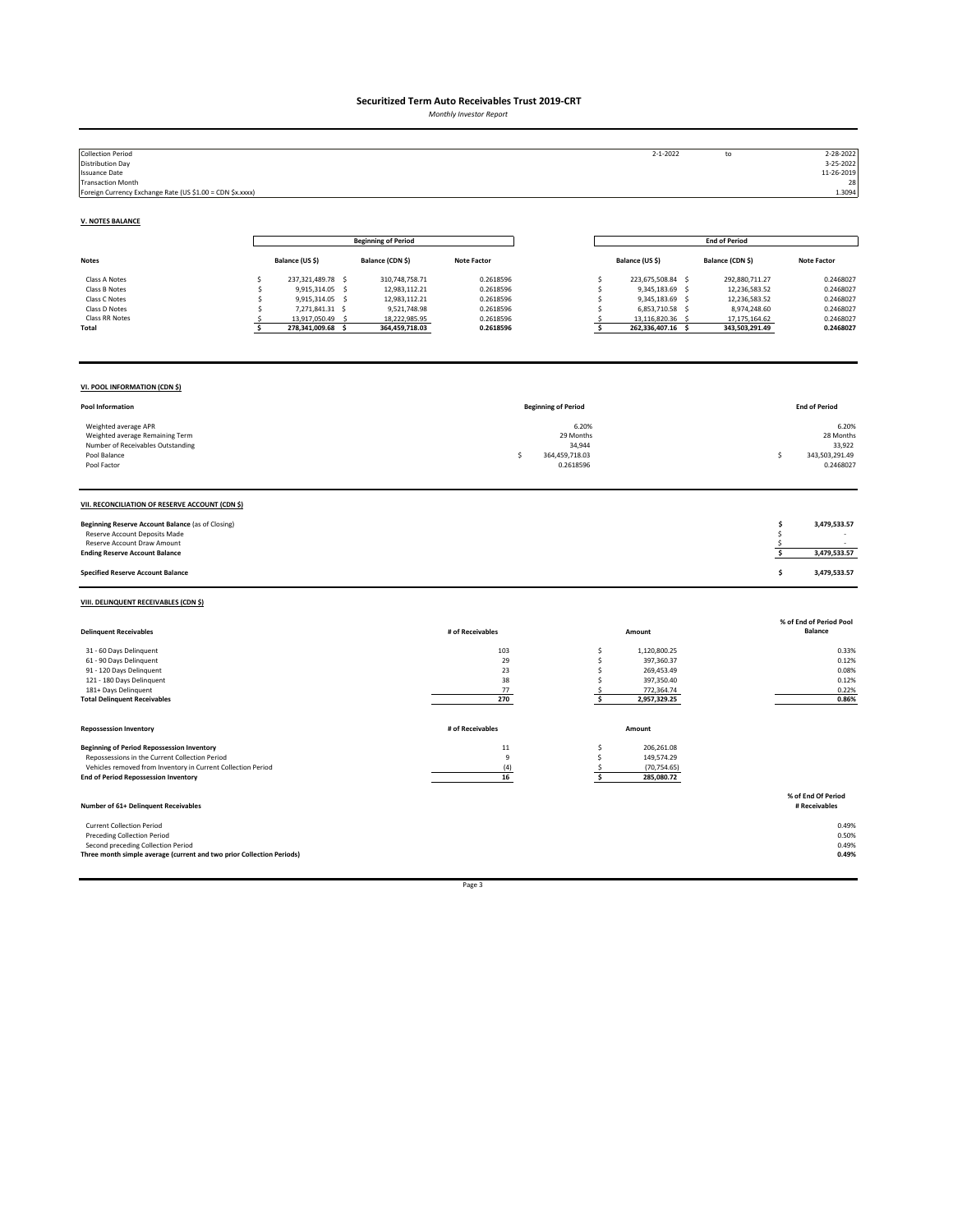# Securitized Term Auto Receivables Trust 2019-CRT

*Monthly Investor Report*

| | | | |
|---|---|---|---|
| Collection Period | 2-1-2022 | to | 2-28-2022 |
| Distribution Day | | | 3-25-2022 |
| Issuance Date | | | 11-26-2019 |
| Transaction Month | | | 28 |
| Foreign Currency Exchange Rate (US $1.00 = CDN $x.xxxx) | | | 1.3094 |

## V. NOTES BALANCE

| | Beginning of Period | | | End of Period | | |
|---|---|---|---|---|---|---|
| **Notes** | **Balance (US $)** | **Balance (CDN $)** | **Note Factor** | **Balance (US $)** | **Balance (CDN $)** | **Note Factor** |
| Class A Notes | $ 237,321,489.78 | $ 310,748,758.71 | 0.2618596 | $ 223,675,508.84 | $ 292,880,711.27 | 0.2468027 |
| Class B Notes | $ 9,915,314.05 | $ 12,983,112.21 | 0.2618596 | $ 9,345,183.69 | $ 12,236,583.52 | 0.2468027 |
| Class C Notes | $ 9,915,314.05 | $ 12,983,112.21 | 0.2618596 | $ 9,345,183.69 | $ 12,236,583.52 | 0.2468027 |
| Class D Notes | $ 7,271,841.31 | $ 9,521,748.98 | 0.2618596 | $ 6,853,710.58 | $ 8,974,248.60 | 0.2468027 |
| Class RR Notes | $ 13,917,050.49 | $ 18,222,985.95 | 0.2618596 | $ 13,116,820.36 | $ 17,175,164.62 | 0.2468027 |
| **Total** | **$ 278,341,009.68** | **$ 364,459,718.03** | **0.2618596** | **$ 262,336,407.16** | **$ 343,503,291.49** | **0.2468027** |

## VI. POOL INFORMATION (CDN $)

| **Pool Information** | **Beginning of Period** | **End of Period** |
|---|---|---|
| Weighted average APR | 6.20% | 6.20% |
| Weighted average Remaining Term | 29 Months | 28 Months |
| Number of Receivables Outstanding | 34,944 | 33,922 |
| Pool Balance | $ 364,459,718.03 | $ 343,503,291.49 |
| Pool Factor | 0.2618596 | 0.2468027 |

## VII. RECONCILIATION OF RESERVE ACCOUNT (CDN $)

| | |
|---|---|
| **Beginning Reserve Account Balance** (as of Closing) | **$ 3,479,533.57** |
| Reserve Account Deposits Made | $ - |
| Reserve Account Draw Amount | $ - |
| **Ending Reserve Account Balance** | **$ 3,479,533.57** |
| **Specified Reserve Account Balance** | **$ 3,479,533.57** |

## VIII. DELINQUENT RECEIVABLES (CDN $)

| **Delinquent Receivables** | **# of Receivables** | **Amount** | **% of End of Period Pool Balance** |
|---|---|---|---|
| 31 - 60 Days Delinquent | 103 | $ 1,120,800.25 | 0.33% |
| 61 - 90 Days Delinquent | 29 | $ 397,360.37 | 0.12% |
| 91 - 120 Days Delinquent | 23 | $ 269,453.49 | 0.08% |
| 121 - 180 Days Delinquent | 38 | $ 397,350.40 | 0.12% |
| 181+ Days Delinquent | 77 | $ 772,364.74 | 0.22% |
| **Total Delinquent Receivables** | **270** | **$ 2,957,329.25** | **0.86%** |

| **Repossession Inventory** | **# of Receivables** | **Amount** |
|---|---|---|
| **Beginning of Period Repossession Inventory** | 11 | $ 206,261.08 |
| Repossessions in the Current Collection Period | 9 | $ 149,574.29 |
| Vehicles removed from Inventory in Current Collection Period | (4) | $ (70,754.65) |
| **End of Period Repossession Inventory** | **16** | **$ 285,080.72** |

| **Number of 61+ Delinquent Receivables** | **% of End Of Period # Receivables** |
|---|---|
| Current Collection Period | 0.49% |
| Preceding Collection Period | 0.50% |
| Second preceding Collection Period | 0.49% |
| **Three month simple average (current and two prior Collection Periods)** | **0.49%** |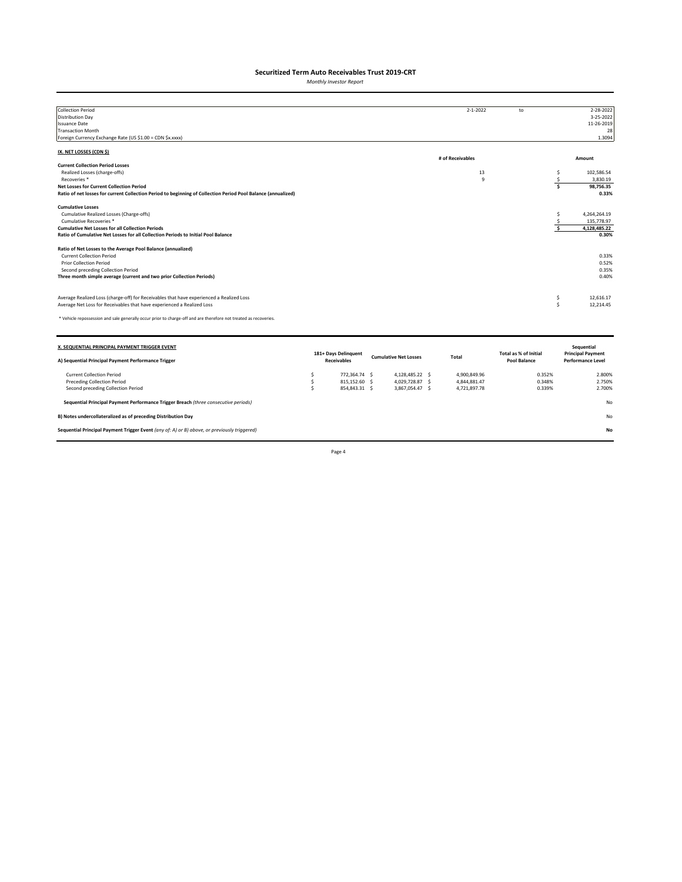# Securitized Term Auto Receivables Trust 2019-CRT

*Monthly Investor Report*

| | | | |
|---|---|---|---|
| Collection Period | 2-1-2022 | to | 2-28-2022 |
| Distribution Day | | | 3-25-2022 |
| Issuance Date | | | 11-26-2019 |
| Transaction Month | | | 28 |
| Foreign Currency Exchange Rate (US $1.00 = CDN $x.xxxx) | | | 1.3094 |

## IX. NET LOSSES (CDN $)

| | # of Receivables | Amount |
|---|---|---|
| **Current Collection Period Losses** | | |
| Realized Losses (charge-offs) | 13 | $ 102,586.54 |
| Recoveries * | 9 | $ 3,830.19 |
| **Net Losses for Current Collection Period** | | **$ 98,756.35** |
| **Ratio of net losses for current Collection Period to beginning of Collection Period Pool Balance (annualized)** | | **0.33%** |
| **Cumulative Losses** | | |
| Cumulative Realized Losses (Charge-offs) | | $ 4,264,264.19 |
| Cumulative Recoveries * | | $ 135,778.97 |
| **Cumulative Net Losses for all Collection Periods** | | **$ 4,128,485.22** |
| **Ratio of Cumulative Net Losses for all Collection Periods to Initial Pool Balance** | | **0.30%** |
| **Ratio of Net Losses to the Average Pool Balance (annualized)** | | |
| Current Collection Period | | 0.33% |
| Prior Collection Period | | 0.52% |
| Second preceding Collection Period | | 0.35% |
| **Three month simple average (current and two prior Collection Periods)** | | 0.40% |
| Average Realized Loss (charge-off) for Receivables that have experienced a Realized Loss | | $ 12,616.17 |
| Average Net Loss for Receivables that have experienced a Realized Loss | | $ 12,214.45 |

* Vehicle repossession and sale generally occur prior to charge-off and are therefore not treated as recoveries.

## X. SEQUENTIAL PRINCIPAL PAYMENT TRIGGER EVENT

| A) Sequential Principal Payment Performance Trigger | 181+ Days Delinquent Receivables | Cumulative Net Losses | Total | Total as % of Initial Pool Balance | Sequential Principal Payment Performance Level |
|---|---|---|---|---|---|
| Current Collection Period | $ 772,364.74 | $ 4,128,485.22 | $ 4,900,849.96 | 0.352% | 2.800% |
| Preceding Collection Period | $ 815,152.60 | $ 4,029,728.87 | $ 4,844,881.47 | 0.348% | 2.750% |
| Second preceding Collection Period | $ 854,843.31 | $ 3,867,054.47 | $ 4,721,897.78 | 0.339% | 2.700% |
| **Sequential Principal Payment Performance Trigger Breach** *(three consecutive periods)* | | | | | No |
| **B) Notes undercollateralized as of preceding Distribution Day** | | | | | No |
| **Sequential Principal Payment Trigger Event** *(any of: A) or B) above, or previously triggered)* | | | | | **No** |